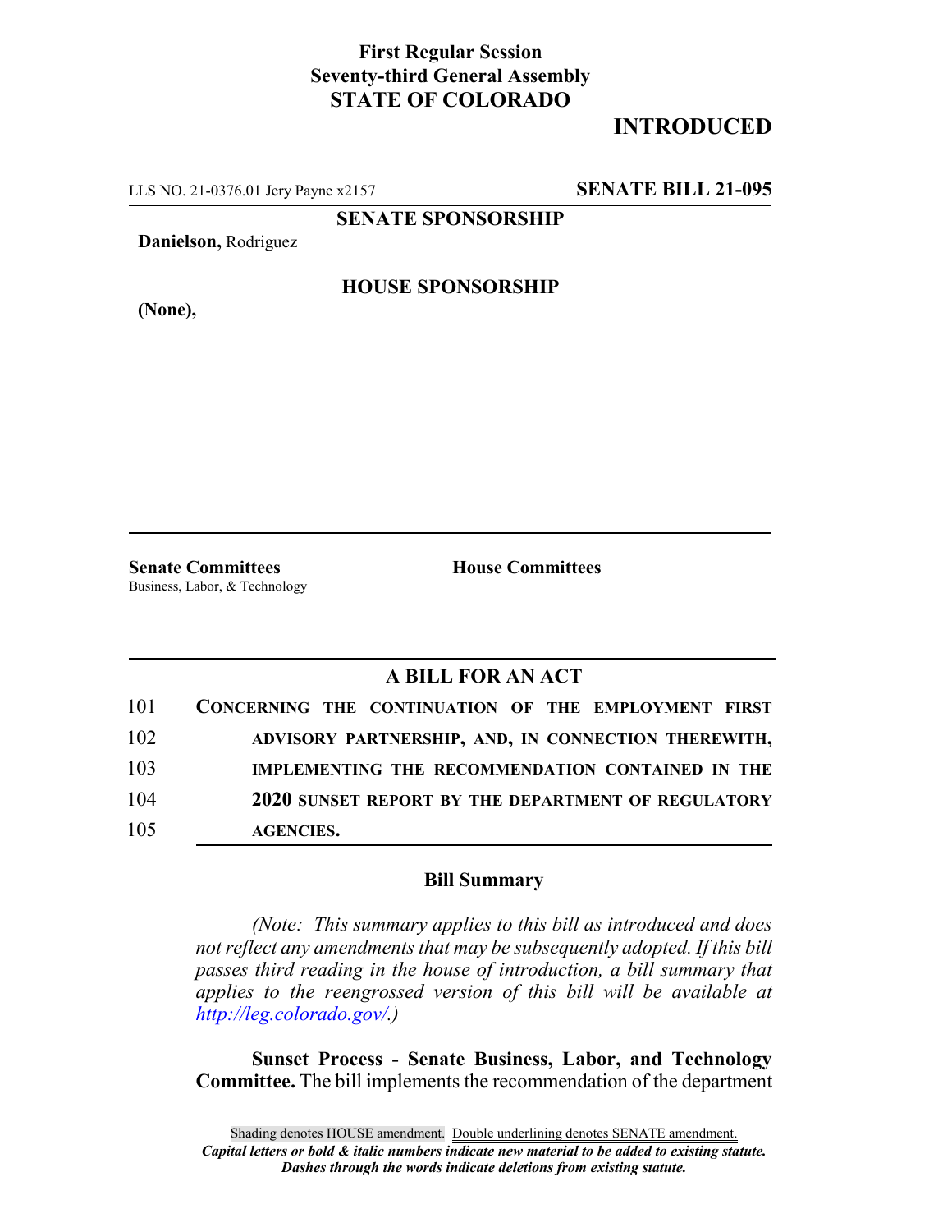**First Regular Session**
**Seventy-third General Assembly**
**STATE OF COLORADO**

## INTRODUCED

LLS NO. 21-0376.01 Jery Payne x2157 **SENATE BILL 21-095**

**SENATE SPONSORSHIP**

**Danielson,** Rodriguez

**HOUSE SPONSORSHIP**

**(None),**

**Senate Committees**
Business, Labor, & Technology

**House Committees**

### A BILL FOR AN ACT

101 **CONCERNING THE CONTINUATION OF THE EMPLOYMENT FIRST**
102 **ADVISORY PARTNERSHIP, AND, IN CONNECTION THEREWITH,**
103 **IMPLEMENTING THE RECOMMENDATION CONTAINED IN THE**
104 **2020 SUNSET REPORT BY THE DEPARTMENT OF REGULATORY**
105 **AGENCIES.**

### Bill Summary

*(Note: This summary applies to this bill as introduced and does not reflect any amendments that may be subsequently adopted. If this bill passes third reading in the house of introduction, a bill summary that applies to the reengrossed version of this bill will be available at http://leg.colorado.gov/.)*

**Sunset Process - Senate Business, Labor, and Technology Committee.** The bill implements the recommendation of the department

Shading denotes HOUSE amendment. Double underlining denotes SENATE amendment.
***Capital letters or bold & italic numbers indicate new material to be added to existing statute.***
***Dashes through the words indicate deletions from existing statute.***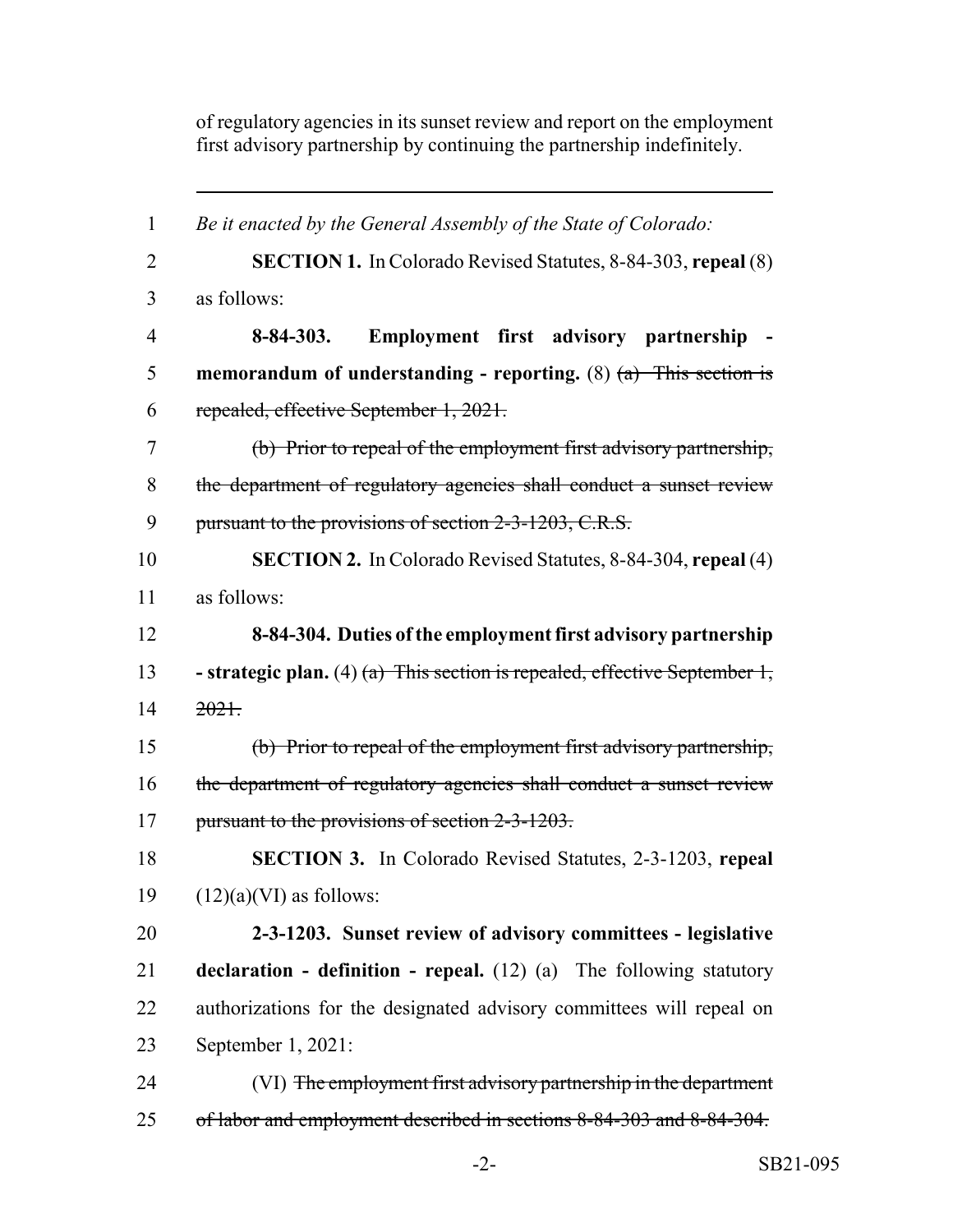of regulatory agencies in its sunset review and report on the employment first advisory partnership by continuing the partnership indefinitely.

---

1 *Be it enacted by the General Assembly of the State of Colorado:*

2 **SECTION 1.** In Colorado Revised Statutes, 8-84-303, **repeal** (8)
3 as follows:

4 **8-84-303. Employment first advisory partnership -**
5 **memorandum of understanding - reporting.** (8) ~~(a) This section is~~
6 ~~repealed, effective September 1, 2021.~~

7 ~~(b) Prior to repeal of the employment first advisory partnership,~~
8 ~~the department of regulatory agencies shall conduct a sunset review~~
9 ~~pursuant to the provisions of section 2-3-1203, C.R.S.~~

10 **SECTION 2.** In Colorado Revised Statutes, 8-84-304, **repeal** (4)
11 as follows:

12 **8-84-304. Duties of the employment first advisory partnership**
13 **- strategic plan.** (4) ~~(a) This section is repealed, effective September 1,~~
14 ~~2021.~~

15 ~~(b) Prior to repeal of the employment first advisory partnership,~~
16 ~~the department of regulatory agencies shall conduct a sunset review~~
17 ~~pursuant to the provisions of section 2-3-1203.~~

18 **SECTION 3.** In Colorado Revised Statutes, 2-3-1203, **repeal**
19 (12)(a)(VI) as follows:

20 **2-3-1203. Sunset review of advisory committees - legislative**
21 **declaration - definition - repeal.** (12) (a) The following statutory
22 authorizations for the designated advisory committees will repeal on
23 September 1, 2021:

24 (VI) ~~The employment first advisory partnership in the department~~
25 ~~of labor and employment described in sections 8-84-303 and 8-84-304.~~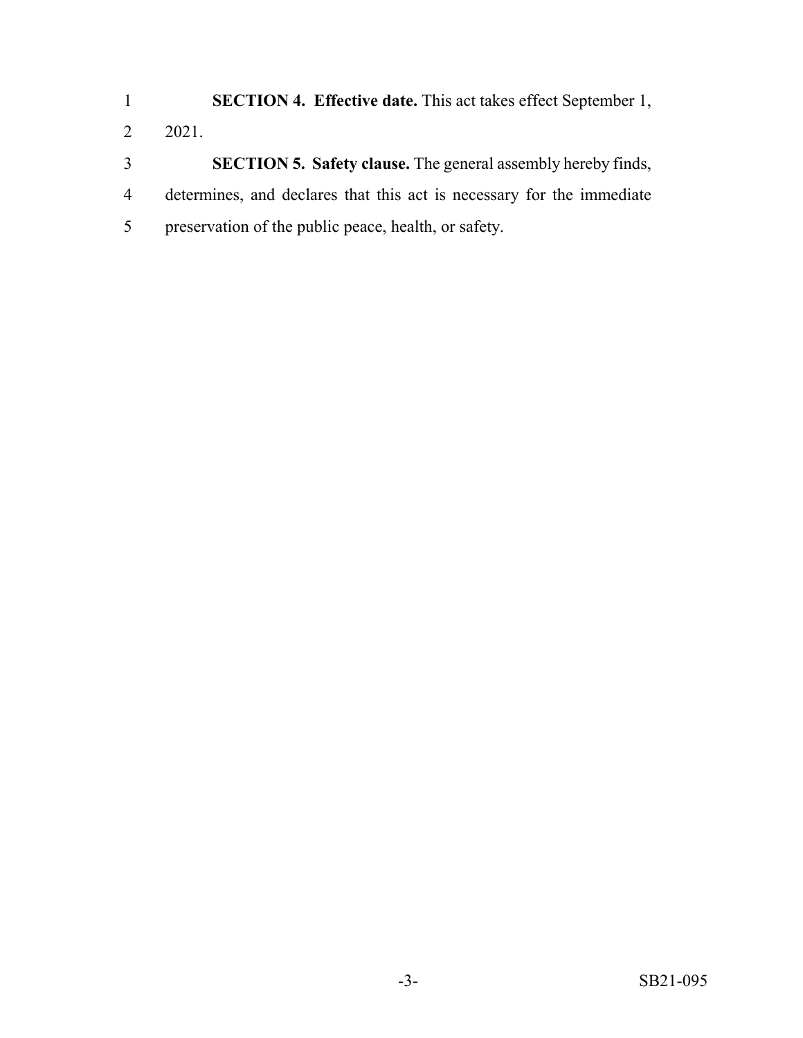**SECTION 4. Effective date.** This act takes effect September 1, 2021.

**SECTION 5. Safety clause.** The general assembly hereby finds, determines, and declares that this act is necessary for the immediate preservation of the public peace, health, or safety.